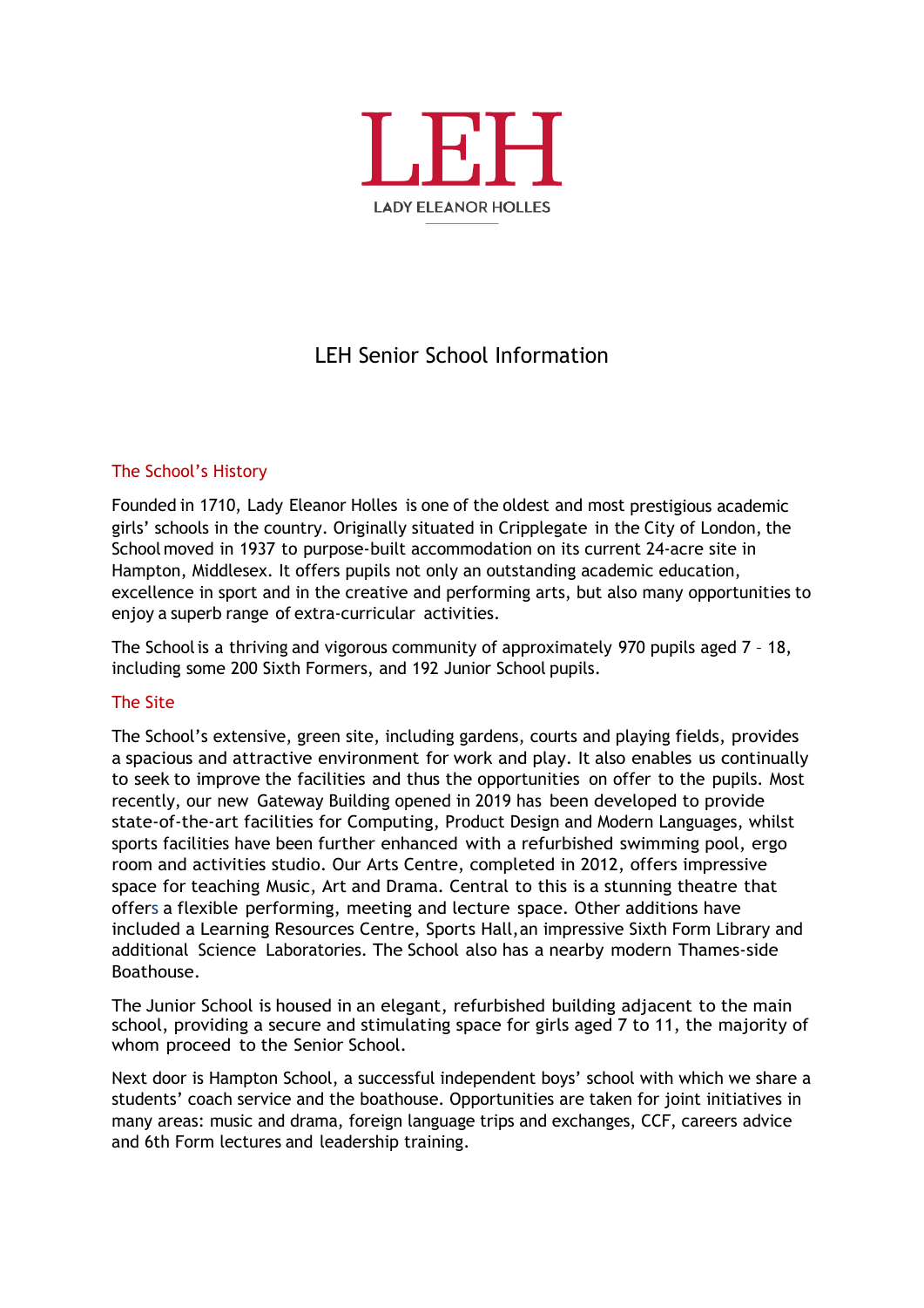# LEH

LADY ELEANOR HOLLES

## LEH Senior School Information

### The School's History

Founded in 1710, Lady Eleanor Holles is one of the oldest and most prestigious academic girls' schools in the country. Originally situated in Cripplegate in the City of London, the School moved in 1937 to purpose-built accommodation on its current 24-acre site in Hampton, Middlesex. It offers pupils not only an outstanding academic education, excellence in sport and in the creative and performing arts, but also many opportunities to enjoy a superb range of extra-curricular activities.

The School is a thriving and vigorous community of approximately 970 pupils aged 7 – 18, including some 200 Sixth Formers, and 192 Junior School pupils.

### The Site

The School's extensive, green site, including gardens, courts and playing fields, provides a spacious and attractive environment for work and play. It also enables us continually to seek to improve the facilities and thus the opportunities on offer to the pupils. Most recently, our new Gateway Building opened in 2019 has been developed to provide state-of-the-art facilities for Computing, Product Design and Modern Languages, whilst sports facilities have been further enhanced with a refurbished swimming pool, ergo room and activities studio. Our Arts Centre, completed in 2012, offers impressive space for teaching Music, Art and Drama. Central to this is a stunning theatre that offers a flexible performing, meeting and lecture space. Other additions have included a Learning Resources Centre, Sports Hall, an impressive Sixth Form Library and additional Science Laboratories. The School also has a nearby modern Thames-side Boathouse.

The Junior School is housed in an elegant, refurbished building adjacent to the main school, providing a secure and stimulating space for girls aged 7 to 11, the majority of whom proceed to the Senior School.

Next door is Hampton School, a successful independent boys' school with which we share a students' coach service and the boathouse. Opportunities are taken for joint initiatives in many areas: music and drama, foreign language trips and exchanges, CCF, careers advice and 6th Form lectures and leadership training.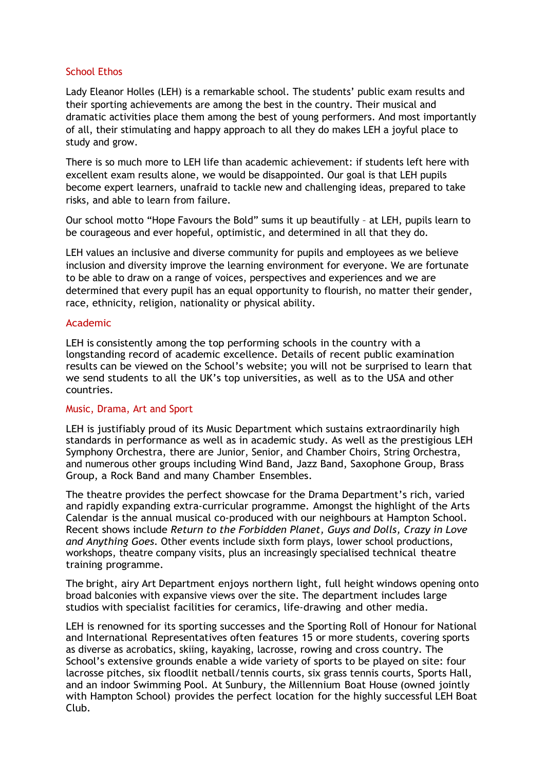## School Ethos

Lady Eleanor Holles (LEH) is a remarkable school. The students' public exam results and their sporting achievements are among the best in the country. Their musical and dramatic activities place them among the best of young performers. And most importantly of all, their stimulating and happy approach to all they do makes LEH a joyful place to study and grow.

There is so much more to LEH life than academic achievement: if students left here with excellent exam results alone, we would be disappointed. Our goal is that LEH pupils become expert learners, unafraid to tackle new and challenging ideas, prepared to take risks, and able to learn from failure.

Our school motto "Hope Favours the Bold" sums it up beautifully – at LEH, pupils learn to be courageous and ever hopeful, optimistic, and determined in all that they do.

LEH values an inclusive and diverse community for pupils and employees as we believe inclusion and diversity improve the learning environment for everyone. We are fortunate to be able to draw on a range of voices, perspectives and experiences and we are determined that every pupil has an equal opportunity to flourish, no matter their gender, race, ethnicity, religion, nationality or physical ability.

## Academic

LEH is consistently among the top performing schools in the country with a longstanding record of academic excellence. Details of recent public examination results can be viewed on the School's website; you will not be surprised to learn that we send students to all the UK's top universities, as well as to the USA and other countries.

## Music, Drama, Art and Sport

LEH is justifiably proud of its Music Department which sustains extraordinarily high standards in performance as well as in academic study. As well as the prestigious LEH Symphony Orchestra, there are Junior, Senior, and Chamber Choirs, String Orchestra, and numerous other groups including Wind Band, Jazz Band, Saxophone Group, Brass Group, a Rock Band and many Chamber Ensembles.

The theatre provides the perfect showcase for the Drama Department's rich, varied and rapidly expanding extra-curricular programme. Amongst the highlight of the Arts Calendar is the annual musical co-produced with our neighbours at Hampton School. Recent shows include *Return to the Forbidden Planet, Guys and Dolls, Crazy in Love and Anything Goes*. Other events include sixth form plays, lower school productions, workshops, theatre company visits, plus an increasingly specialised technical theatre training programme.

The bright, airy Art Department enjoys northern light, full height windows opening onto broad balconies with expansive views over the site. The department includes large studios with specialist facilities for ceramics, life-drawing and other media.

LEH is renowned for its sporting successes and the Sporting Roll of Honour for National and International Representatives often features 15 or more students, covering sports as diverse as acrobatics, skiing, kayaking, lacrosse, rowing and cross country. The School's extensive grounds enable a wide variety of sports to be played on site: four lacrosse pitches, six floodlit netball/tennis courts, six grass tennis courts, Sports Hall, and an indoor Swimming Pool. At Sunbury, the Millennium Boat House (owned jointly with Hampton School) provides the perfect location for the highly successful LEH Boat Club.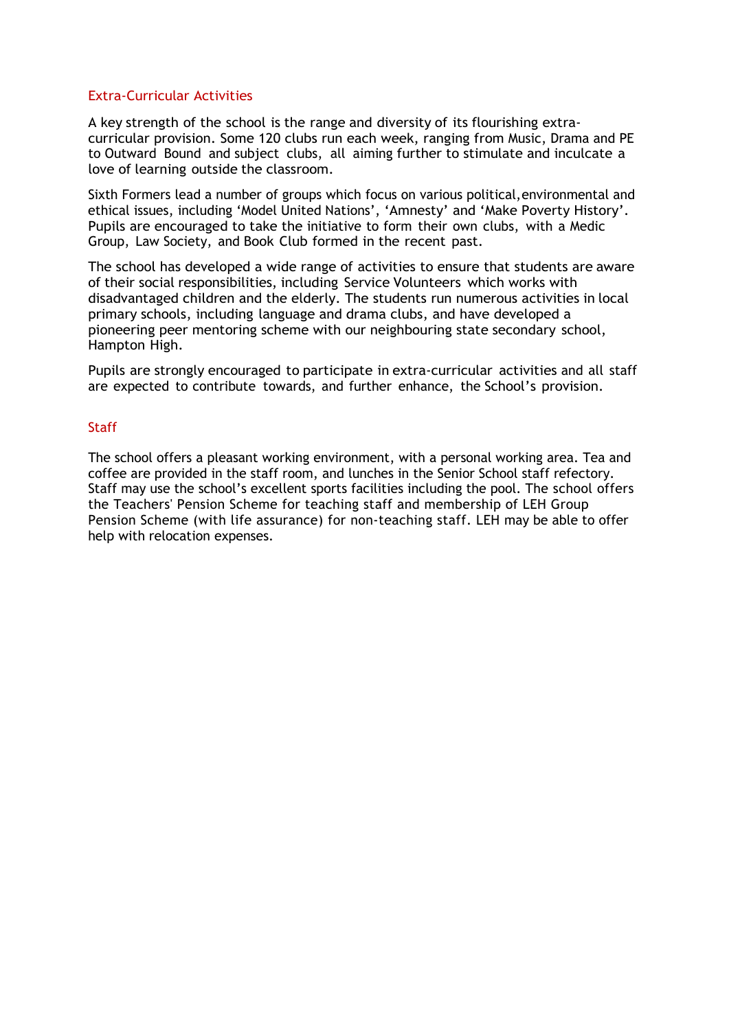## Extra-Curricular Activities

A key strength of the school is the range and diversity of its flourishing extra-curricular provision. Some 120 clubs run each week, ranging from Music, Drama and PE to Outward Bound and subject clubs, all aiming further to stimulate and inculcate a love of learning outside the classroom.

Sixth Formers lead a number of groups which focus on various political, environmental and ethical issues, including 'Model United Nations', 'Amnesty' and 'Make Poverty History'. Pupils are encouraged to take the initiative to form their own clubs, with a Medic Group, Law Society, and Book Club formed in the recent past.

The school has developed a wide range of activities to ensure that students are aware of their social responsibilities, including Service Volunteers which works with disadvantaged children and the elderly. The students run numerous activities in local primary schools, including language and drama clubs, and have developed a pioneering peer mentoring scheme with our neighbouring state secondary school, Hampton High.

Pupils are strongly encouraged to participate in extra-curricular activities and all staff are expected to contribute towards, and further enhance, the School's provision.

## Staff

The school offers a pleasant working environment, with a personal working area. Tea and coffee are provided in the staff room, and lunches in the Senior School staff refectory. Staff may use the school's excellent sports facilities including the pool. The school offers the Teachers' Pension Scheme for teaching staff and membership of LEH Group Pension Scheme (with life assurance) for non-teaching staff. LEH may be able to offer help with relocation expenses.